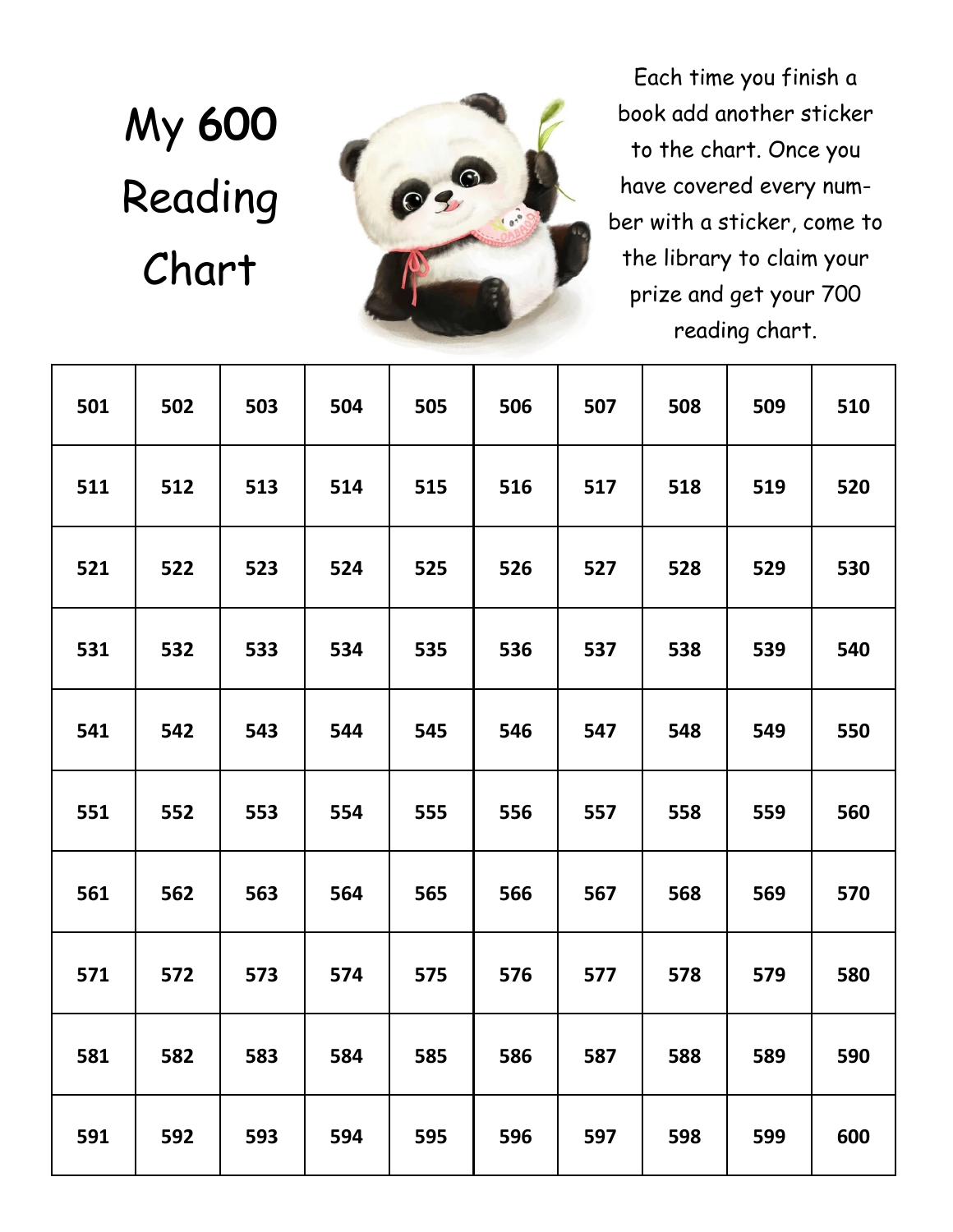# My 600 Reading Chart

Each time you finish a book add another sticker to the chart. Once you have covered every number with a sticker, come to the library to claim your prize and get your 700 reading chart.

| | | | | | | | | | |
|---|---|---|---|---|---|---|---|---|---|
| 501 | 502 | 503 | 504 | 505 | 506 | 507 | 508 | 509 | 510 |
| 511 | 512 | 513 | 514 | 515 | 516 | 517 | 518 | 519 | 520 |
| 521 | 522 | 523 | 524 | 525 | 526 | 527 | 528 | 529 | 530 |
| 531 | 532 | 533 | 534 | 535 | 536 | 537 | 538 | 539 | 540 |
| 541 | 542 | 543 | 544 | 545 | 546 | 547 | 548 | 549 | 550 |
| 551 | 552 | 553 | 554 | 555 | 556 | 557 | 558 | 559 | 560 |
| 561 | 562 | 563 | 564 | 565 | 566 | 567 | 568 | 569 | 570 |
| 571 | 572 | 573 | 574 | 575 | 576 | 577 | 578 | 579 | 580 |
| 581 | 582 | 583 | 584 | 585 | 586 | 587 | 588 | 589 | 590 |
| 591 | 592 | 593 | 594 | 595 | 596 | 597 | 598 | 599 | 600 |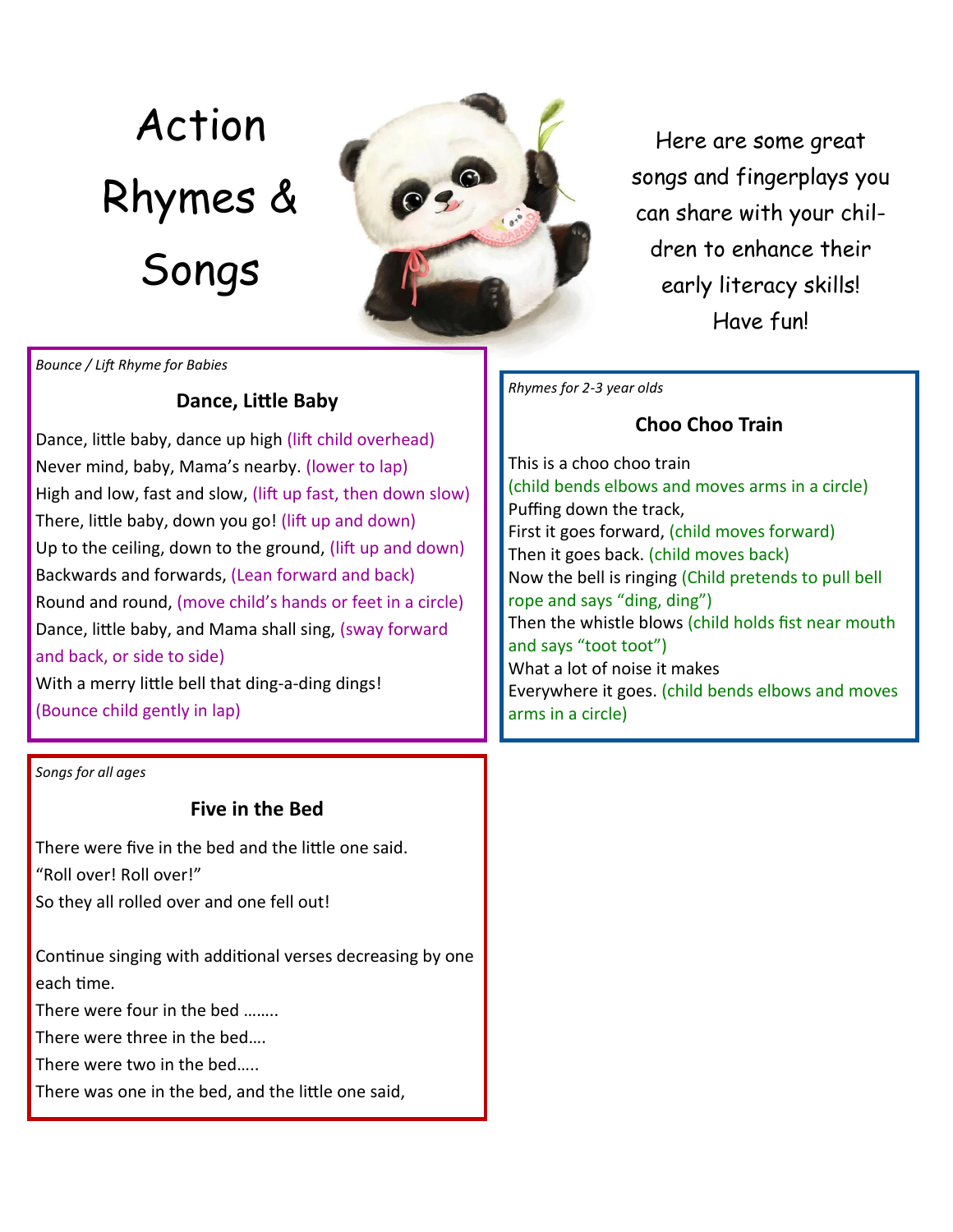# Action Rhymes & Songs

Here are some great songs and fingerplays you can share with your children to enhance their early literacy skills! Have fun!

*Bounce / Lift Rhyme for Babies*

### Dance, Little Baby

Dance, little baby, dance up high (lift child overhead)
Never mind, baby, Mama's nearby. (lower to lap)
High and low, fast and slow, (lift up fast, then down slow)
There, little baby, down you go! (lift up and down)
Up to the ceiling, down to the ground, (lift up and down)
Backwards and forwards, (Lean forward and back)
Round and round, (move child's hands or feet in a circle)
Dance, little baby, and Mama shall sing, (sway forward and back, or side to side)
With a merry little bell that ding-a-ding dings!
(Bounce child gently in lap)

*Rhymes for 2-3 year olds*

### Choo Choo Train

This is a choo choo train
(child bends elbows and moves arms in a circle)
Puffing down the track,
First it goes forward, (child moves forward)
Then it goes back. (child moves back)
Now the bell is ringing (Child pretends to pull bell rope and says "ding, ding")
Then the whistle blows (child holds fist near mouth and says "toot toot")
What a lot of noise it makes
Everywhere it goes. (child bends elbows and moves arms in a circle)

*Songs for all ages*

### Five in the Bed

There were five in the bed and the little one said.
"Roll over! Roll over!"
So they all rolled over and one fell out!

Continue singing with additional verses decreasing by one each time.
There were four in the bed ……..
There were three in the bed….
There were two in the bed…..
There was one in the bed, and the little one said,